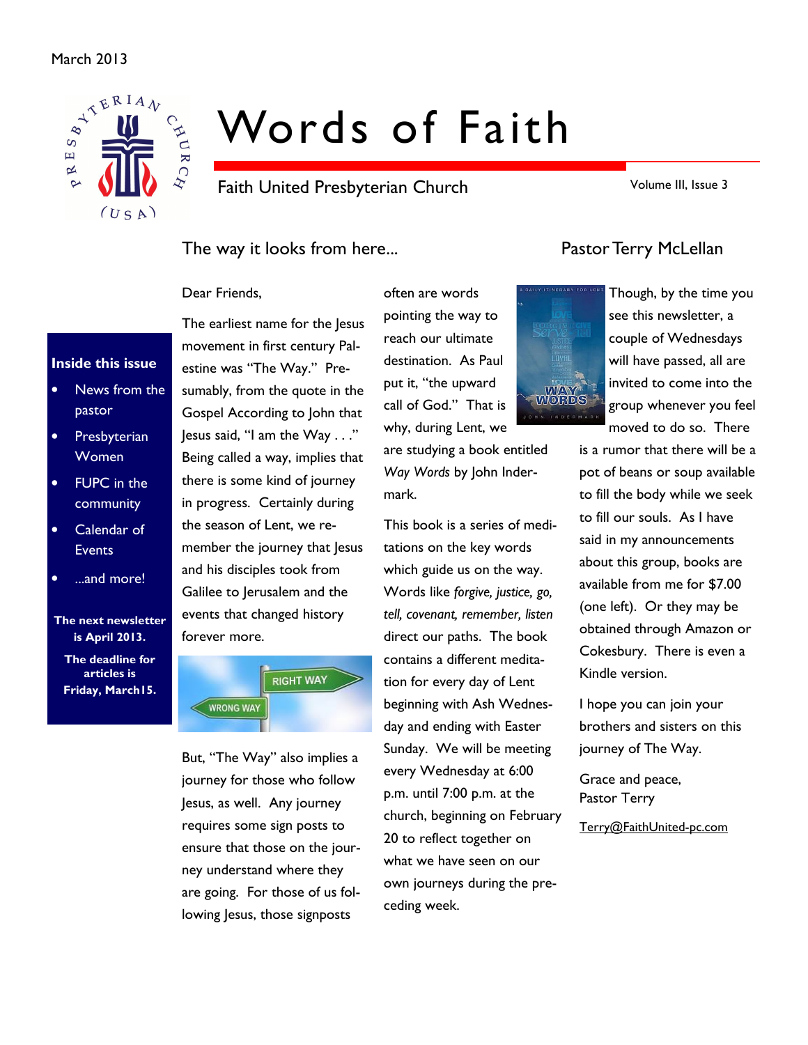March 2013

# Words of Faith

Faith United Presbyterian Church

Volume III, Issue 3

**Inside this issue**

- News from the pastor
- Presbyterian Women
- FUPC in the community
- Calendar of Events
- ...and more!

**The next newsletter is April 2013.**

**The deadline for articles is Friday, March15.**

## The way it looks from here...

### Pastor Terry McLellan

Dear Friends,

The earliest name for the Jesus movement in first century Palestine was "The Way." Presumably, from the quote in the Gospel According to John that Jesus said, "I am the Way . . ." Being called a way, implies that there is some kind of journey in progress. Certainly during the season of Lent, we remember the journey that Jesus and his disciples took from Galilee to Jerusalem and the events that changed history forever more.

But, "The Way" also implies a journey for those who follow Jesus, as well. Any journey requires some sign posts to ensure that those on the journey understand where they are going. For those of us following Jesus, those signposts often are words pointing the way to reach our ultimate destination. As Paul put it, "the upward call of God." That is why, during Lent, we are studying a book entitled *Way Words* by John Indermark.

This book is a series of meditations on the key words which guide us on the way. Words like *forgive, justice, go, tell, covenant, remember, listen* direct our paths. The book contains a different meditation for every day of Lent beginning with Ash Wednesday and ending with Easter Sunday. We will be meeting every Wednesday at 6:00 p.m. until 7:00 p.m. at the church, beginning on February 20 to reflect together on what we have seen on our own journeys during the preceding week.

Though, by the time you see this newsletter, a couple of Wednesdays will have passed, all are invited to come into the group whenever you feel moved to do so. There is a rumor that there will be a pot of beans or soup available to fill the body while we seek to fill our souls. As I have said in my announcements about this group, books are available from me for $7.00 (one left). Or they may be obtained through Amazon or Cokesbury. There is even a Kindle version.

I hope you can join your brothers and sisters on this journey of The Way.

Grace and peace,  
Pastor Terry

Terry@FaithUnited-pc.com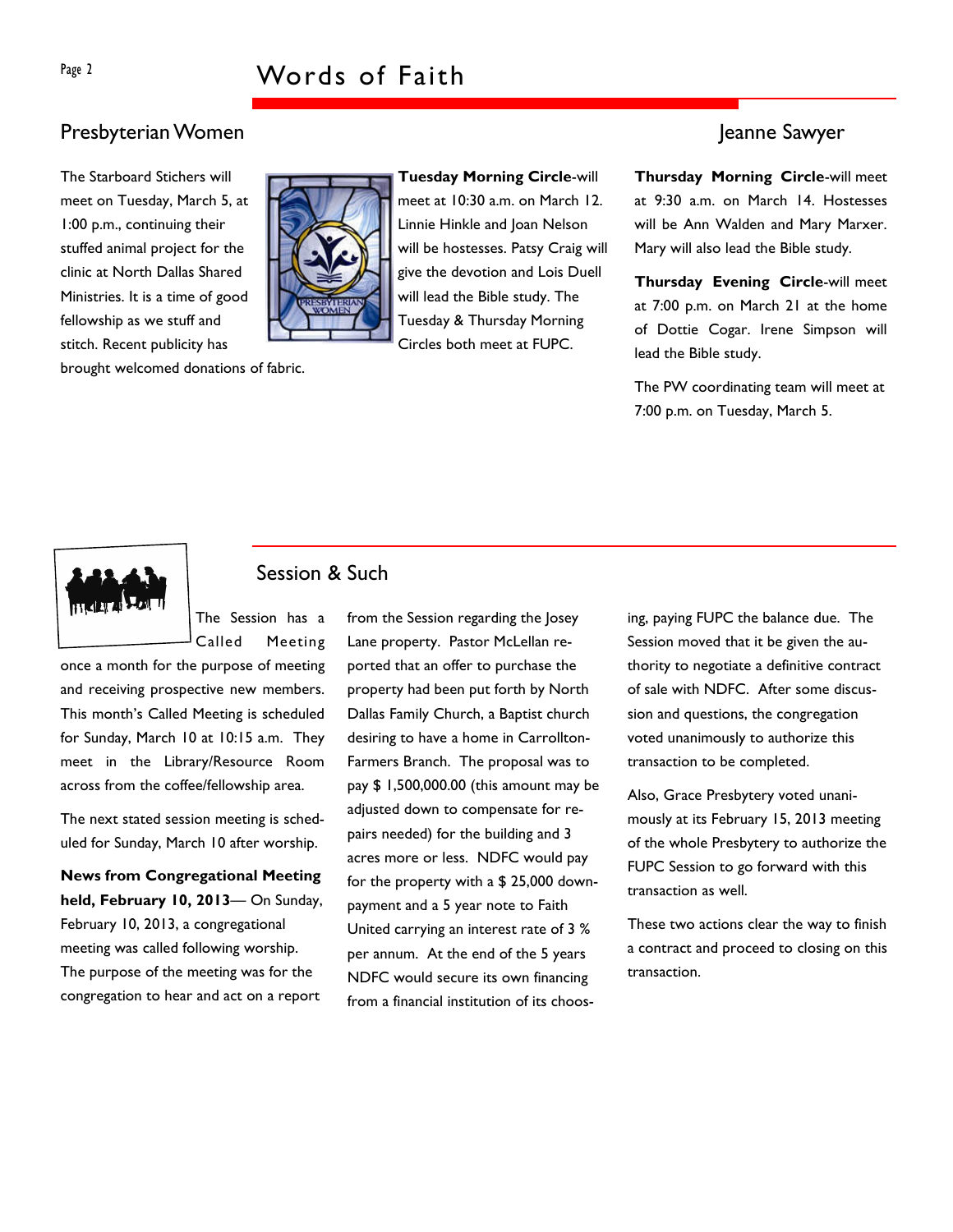## Presbyterian Women

### Jeanne Sawyer

The Starboard Stichers will meet on Tuesday, March 5, at 1:00 p.m., continuing their stuffed animal project for the clinic at North Dallas Shared Ministries. It is a time of good fellowship as we stuff and stitch. Recent publicity has brought welcomed donations of fabric.

**Tuesday Morning Circle**-will meet at 10:30 a.m. on March 12. Linnie Hinkle and Joan Nelson will be hostesses. Patsy Craig will give the devotion and Lois Duell will lead the Bible study. The Tuesday & Thursday Morning Circles both meet at FUPC.

**Thursday Morning Circle**-will meet at 9:30 a.m. on March 14. Hostesses will be Ann Walden and Mary Marxer. Mary will also lead the Bible study.

**Thursday Evening Circle**-will meet at 7:00 p.m. on March 21 at the home of Dottie Cogar. Irene Simpson will lead the Bible study.

The PW coordinating team will meet at 7:00 p.m. on Tuesday, March 5.

## Session & Such

The Session has a Called Meeting once a month for the purpose of meeting and receiving prospective new members. This month's Called Meeting is scheduled for Sunday, March 10 at 10:15 a.m. They meet in the Library/Resource Room across from the coffee/fellowship area.

The next stated session meeting is scheduled for Sunday, March 10 after worship.

**News from Congregational Meeting held, February 10, 2013**— On Sunday, February 10, 2013, a congregational meeting was called following worship. The purpose of the meeting was for the congregation to hear and act on a report from the Session regarding the Josey Lane property. Pastor McLellan reported that an offer to purchase the property had been put forth by North Dallas Family Church, a Baptist church desiring to have a home in Carrollton-Farmers Branch. The proposal was to pay $ 1,500,000.00 (this amount may be adjusted down to compensate for repairs needed) for the building and 3 acres more or less. NDFC would pay for the property with a $ 25,000 down-payment and a 5 year note to Faith United carrying an interest rate of 3 % per annum. At the end of the 5 years NDFC would secure its own financing from a financial institution of its choosing, paying FUPC the balance due. The Session moved that it be given the authority to negotiate a definitive contract of sale with NDFC. After some discussion and questions, the congregation voted unanimously to authorize this transaction to be completed.

Also, Grace Presbytery voted unanimously at its February 15, 2013 meeting of the whole Presbytery to authorize the FUPC Session to go forward with this transaction as well.

These two actions clear the way to finish a contract and proceed to closing on this transaction.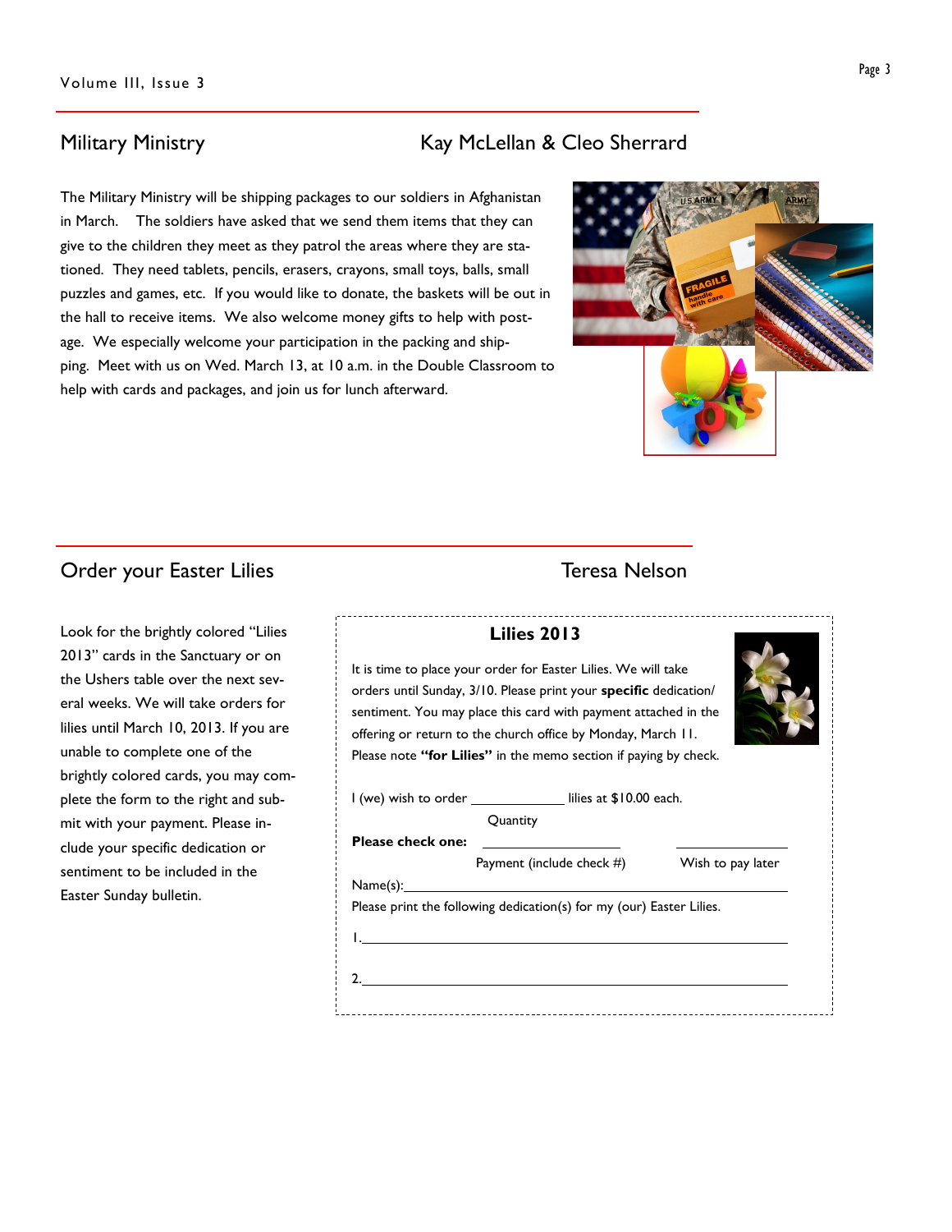## Military Ministry

**Kay McLellan & Cleo Sherrard**

The Military Ministry will be shipping packages to our soldiers in Afghanistan in March. The soldiers have asked that we send them items that they can give to the children they meet as they patrol the areas where they are stationed. They need tablets, pencils, erasers, crayons, small toys, balls, small puzzles and games, etc. If you would like to donate, the baskets will be out in the hall to receive items. We also welcome money gifts to help with postage. We especially welcome your participation in the packing and shipping. Meet with us on Wed. March 13, at 10 a.m. in the Double Classroom to help with cards and packages, and join us for lunch afterward.

## Order your Easter Lilies

**Teresa Nelson**

Look for the brightly colored "Lilies 2013" cards in the Sanctuary or on the Ushers table over the next several weeks. We will take orders for lilies until March 10, 2013. If you are unable to complete one of the brightly colored cards, you may complete the form to the right and submit with your payment. Please include your specific dedication or sentiment to be included in the Easter Sunday bulletin.

### Lilies 2013

It is time to place your order for Easter Lilies. We will take orders until Sunday, 3/10. Please print your **specific** dedication/sentiment. You may place this card with payment attached in the offering or return to the church office by Monday, March 11. Please note **"for Lilies"** in the memo section if paying by check.

I (we) wish to order ____________ lilies at $10.00 each.
Quantity

**Please check one:** ________________ Payment (include check #) ____________ Wish to pay later

Name(s):______________________________________________

Please print the following dedication(s) for my (our) Easter Lilies.

1.______________________________________________

2.______________________________________________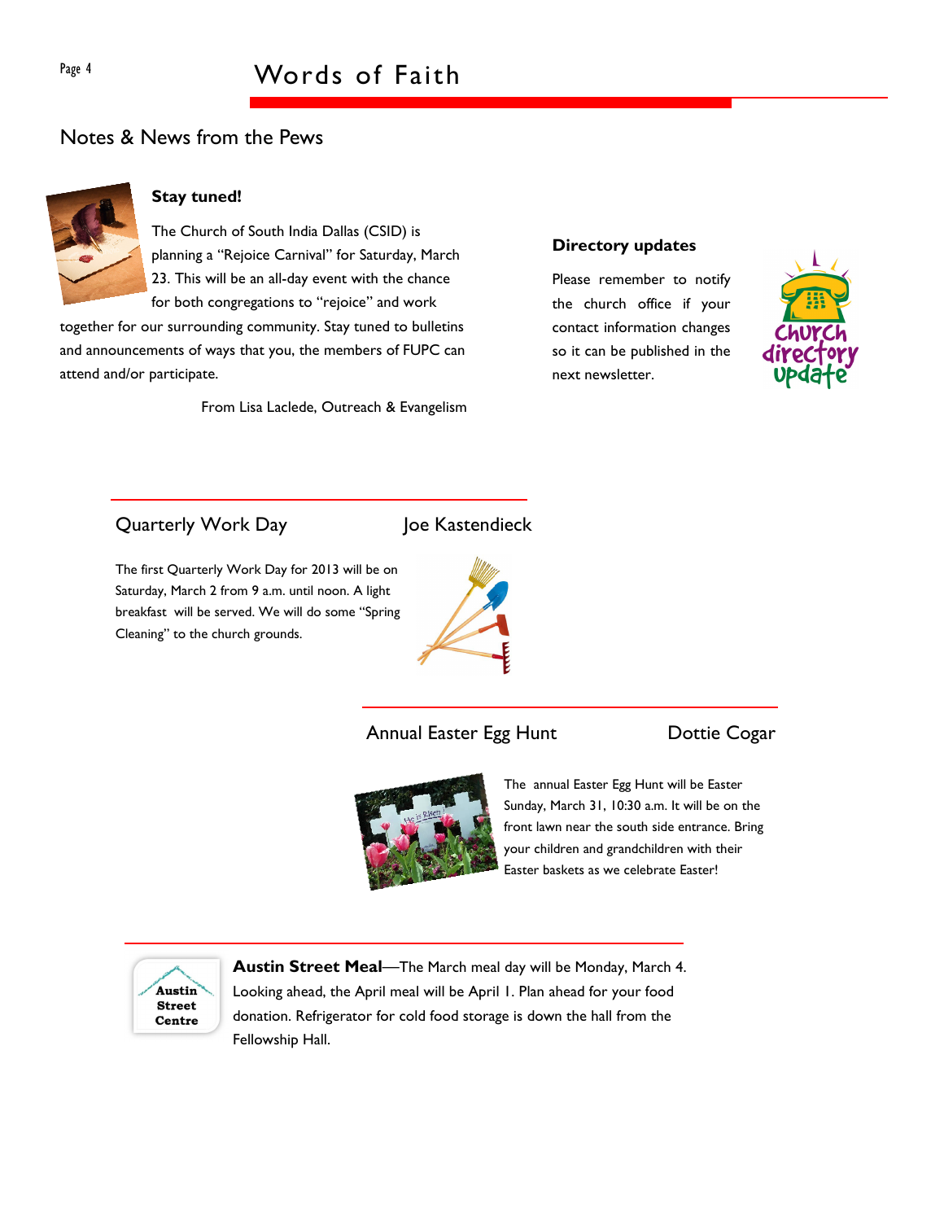## Notes & News from the Pews

### Stay tuned!

The Church of South India Dallas (CSID) is planning a "Rejoice Carnival" for Saturday, March 23. This will be an all-day event with the chance for both congregations to "rejoice" and work together for our surrounding community. Stay tuned to bulletins and announcements of ways that you, the members of FUPC can attend and/or participate.

From Lisa Laclede, Outreach & Evangelism

### Directory updates

Please remember to notify the church office if your contact information changes so it can be published in the next newsletter.

## Quarterly Work Day

Joe Kastendieck

The first Quarterly Work Day for 2013 will be on Saturday, March 2 from 9 a.m. until noon. A light breakfast will be served. We will do some "Spring Cleaning" to the church grounds.

## Annual Easter Egg Hunt

Dottie Cogar

The annual Easter Egg Hunt will be Easter Sunday, March 31, 10:30 a.m. It will be on the front lawn near the south side entrance. Bring your children and grandchildren with their Easter baskets as we celebrate Easter!

**Austin Street Meal**—The March meal day will be Monday, March 4. Looking ahead, the April meal will be April 1. Plan ahead for your food donation. Refrigerator for cold food storage is down the hall from the Fellowship Hall.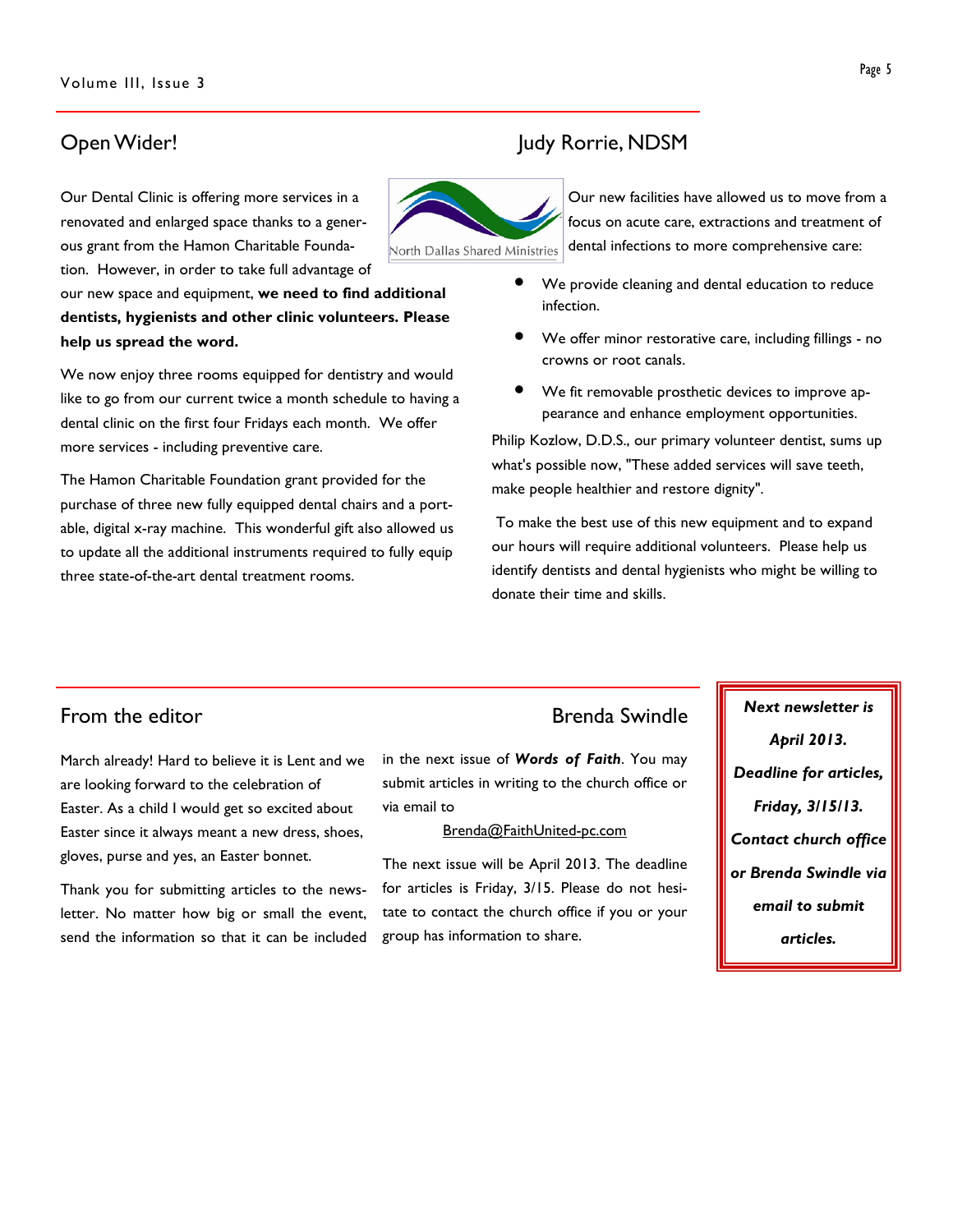## Open Wider!

## Judy Rorrie, NDSM

Our Dental Clinic is offering more services in a renovated and enlarged space thanks to a generous grant from the Hamon Charitable Foundation. However, in order to take full advantage of our new space and equipment, **we need to find additional dentists, hygienists and other clinic volunteers. Please help us spread the word.**

We now enjoy three rooms equipped for dentistry and would like to go from our current twice a month schedule to having a dental clinic on the first four Fridays each month. We offer more services - including preventive care.

The Hamon Charitable Foundation grant provided for the purchase of three new fully equipped dental chairs and a portable, digital x-ray machine. This wonderful gift also allowed us to update all the additional instruments required to fully equip three state-of-the-art dental treatment rooms.

North Dallas Shared Ministries

Our new facilities have allowed us to move from a focus on acute care, extractions and treatment of dental infections to more comprehensive care:

- We provide cleaning and dental education to reduce infection.
- We offer minor restorative care, including fillings - no crowns or root canals.
- We fit removable prosthetic devices to improve appearance and enhance employment opportunities.

Philip Kozlow, D.D.S., our primary volunteer dentist, sums up what's possible now, "These added services will save teeth, make people healthier and restore dignity".

To make the best use of this new equipment and to expand our hours will require additional volunteers. Please help us identify dentists and dental hygienists who might be willing to donate their time and skills.

## From the editor

## Brenda Swindle

March already! Hard to believe it is Lent and we are looking forward to the celebration of Easter. As a child I would get so excited about Easter since it always meant a new dress, shoes, gloves, purse and yes, an Easter bonnet.

Thank you for submitting articles to the newsletter. No matter how big or small the event, send the information so that it can be included in the next issue of ***Words of Faith***. You may submit articles in writing to the church office or via email to

Brenda@FaithUnited-pc.com

The next issue will be April 2013. The deadline for articles is Friday, 3/15. Please do not hesitate to contact the church office if you or your group has information to share.

***Next newsletter is April 2013. Deadline for articles, Friday, 3/15/13. Contact church office or Brenda Swindle via email to submit articles.***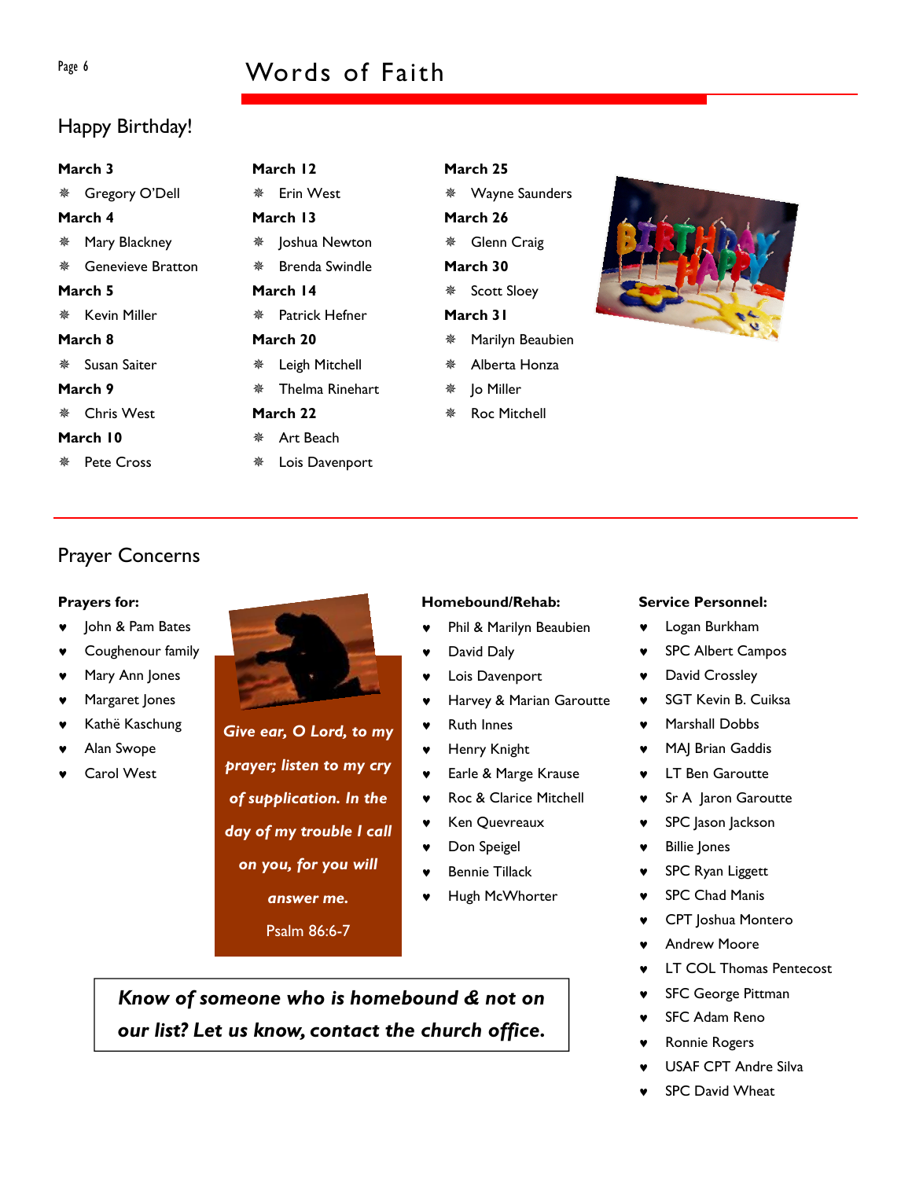## Happy Birthday!

**March 3**
- Gregory O'Dell

**March 4**
- Mary Blackney
- Genevieve Bratton

**March 5**
- Kevin Miller

**March 8**
- Susan Saiter

**March 9**
- Chris West

**March 10**
- Pete Cross

**March 12**
- Erin West

**March 13**
- Joshua Newton
- Brenda Swindle

**March 14**
- Patrick Hefner

**March 20**
- Leigh Mitchell
- Thelma Rinehart

**March 22**
- Art Beach
- Lois Davenport

**March 25**
- Wayne Saunders

**March 26**
- Glenn Craig

**March 30**
- Scott Sloey

**March 31**
- Marilyn Beaubien
- Alberta Honza
- Jo Miller
- Roc Mitchell

## Prayer Concerns

**Prayers for:**
- John & Pam Bates
- Coughenour family
- Mary Ann Jones
- Margaret Jones
- Kathë Kaschung
- Alan Swope
- Carol West

***Give ear, O Lord, to my prayer; listen to my cry of supplication. In the day of my trouble I call on you, for you will answer me.***

Psalm 86:6-7

**Homebound/Rehab:**
- Phil & Marilyn Beaubien
- David Daly
- Lois Davenport
- Harvey & Marian Garoutte
- Ruth Innes
- Henry Knight
- Earle & Marge Krause
- Roc & Clarice Mitchell
- Ken Quevreaux
- Don Speigel
- Bennie Tillack
- Hugh McWhorter

***Know of someone who is homebound & not on our list? Let us know, contact the church office.***

**Service Personnel:**
- Logan Burkham
- SPC Albert Campos
- David Crossley
- SGT Kevin B. Cuiksa
- Marshall Dobbs
- MAJ Brian Gaddis
- LT Ben Garoutte
- Sr A Jaron Garoutte
- SPC Jason Jackson
- Billie Jones
- SPC Ryan Liggett
- SPC Chad Manis
- CPT Joshua Montero
- Andrew Moore
- LT COL Thomas Pentecost
- SFC George Pittman
- SFC Adam Reno
- Ronnie Rogers
- USAF CPT Andre Silva
- SPC David Wheat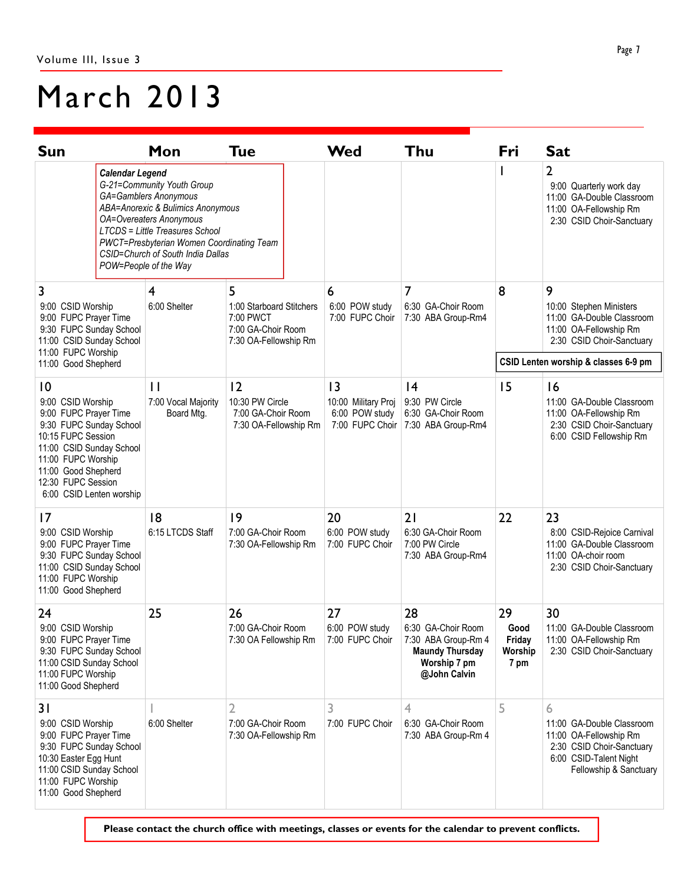# March 2013

| Sun | Mon | Tue | Wed | Thu | Fri | Sat |
|---|---|---|---|---|---|---|
| | ***Calendar Legend*** *G-21=Community Youth Group* *GA=Gamblers Anonymous* *ABA=Anorexic & Bulimics Anonymous* *OA=Overeaters Anonymous* *LTCDS = Little Treasures School* *PWCT=Presbyterian Women Coordinating Team* *CSID=Church of South India Dallas* *POW=People of the Way* | | | | 1 | 2<br>9:00 Quarterly work day<br>11:00 GA-Double Classroom<br>11:00 OA-Fellowship Rm<br>2:30 CSID Choir-Sanctuary |
| 3<br>9:00 CSID Worship<br>9:00 FUPC Prayer Time<br>9:30 FUPC Sunday School<br>11:00 CSID Sunday School<br>11:00 FUPC Worship<br>11:00 Good Shepherd | 4<br>6:00 Shelter | 5<br>1:00 Starboard Stitchers<br>7:00 PWCT<br>7:00 GA-Choir Room<br>7:30 OA-Fellowship Rm | 6<br>6:00 POW study<br>7:00 FUPC Choir | 7<br>6:30 GA-Choir Room<br>7:30 ABA Group-Rm4 | 8<br>**CSID Lenten worship & classes 6-9 pm** | 9<br>10:00 Stephen Ministers<br>11:00 GA-Double Classroom<br>11:00 OA-Fellowship Rm<br>2:30 CSID Choir-Sanctuary |
| 10<br>9:00 CSID Worship<br>9:00 FUPC Prayer Time<br>9:30 FUPC Sunday School<br>10:15 FUPC Session<br>11:00 CSID Sunday School<br>11:00 FUPC Worship<br>11:00 Good Shepherd<br>12:30 FUPC Session<br>6:00 CSID Lenten worship | 11<br>7:00 Vocal Majority Board Mtg. | 12<br>10:30 PW Circle<br>7:00 GA-Choir Room<br>7:30 OA-Fellowship Rm | 13<br>10:00 Military Proj<br>6:00 POW study<br>7:00 FUPC Choir | 14<br>9:30 PW Circle<br>6:30 GA-Choir Room<br>7:30 ABA Group-Rm4 | 15 | 16<br>11:00 GA-Double Classroom<br>11:00 OA-Fellowship Rm<br>2:30 CSID Choir-Sanctuary<br>6:00 CSID Fellowship Rm |
| 17<br>9:00 CSID Worship<br>9:00 FUPC Prayer Time<br>9:30 FUPC Sunday School<br>11:00 CSID Sunday School<br>11:00 FUPC Worship<br>11:00 Good Shepherd | 18<br>6:15 LTCDS Staff | 19<br>7:00 GA-Choir Room<br>7:30 OA-Fellowship Rm | 20<br>6:00 POW study<br>7:00 FUPC Choir | 21<br>6:30 GA-Choir Room<br>7:00 PW Circle<br>7:30 ABA Group-Rm4 | 22 | 23<br>8:00 CSID-Rejoice Carnival<br>11:00 GA-Double Classroom<br>11:00 OA-choir room<br>2:30 CSID Choir-Sanctuary |
| 24<br>9:00 CSID Worship<br>9:00 FUPC Prayer Time<br>9:30 FUPC Sunday School<br>11:00 CSID Sunday School<br>11:00 FUPC Worship<br>11:00 Good Shepherd | 25 | 26<br>7:00 GA-Choir Room<br>7:30 OA Fellowship Rm | 27<br>6:00 POW study<br>7:00 FUPC Choir | 28<br>6:30 GA-Choir Room<br>7:30 ABA Group-Rm 4<br>**Maundy Thursday Worship 7 pm @John Calvin** | 29<br>**Good Friday Worship 7 pm** | 30<br>11:00 GA-Double Classroom<br>11:00 OA-Fellowship Rm<br>2:30 CSID Choir-Sanctuary |
| 31<br>9:00 CSID Worship<br>9:00 FUPC Prayer Time<br>9:30 FUPC Sunday School<br>10:30 Easter Egg Hunt<br>11:00 CSID Sunday School<br>11:00 FUPC Worship<br>11:00 Good Shepherd | 1<br>6:00 Shelter | 2<br>7:00 GA-Choir Room<br>7:30 OA-Fellowship Rm | 3<br>7:00 FUPC Choir | 4<br>6:30 GA-Choir Room<br>7:30 ABA Group-Rm 4 | 5 | 6<br>11:00 GA-Double Classroom<br>11:00 OA-Fellowship Rm<br>2:30 CSID Choir-Sanctuary<br>6:00 CSID-Talent Night Fellowship & Sanctuary |

**Please contact the church office with meetings, classes or events for the calendar to prevent conflicts.**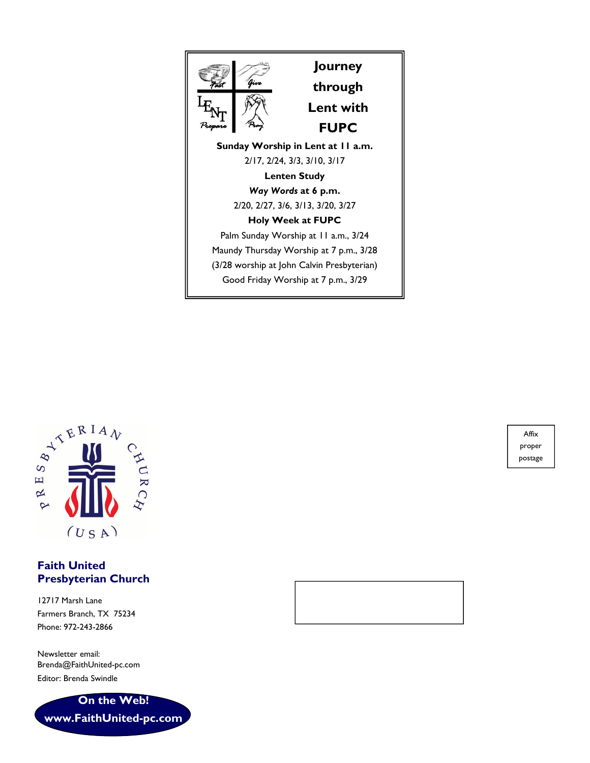# Journey through Lent with FUPC

**Sunday Worship in Lent at 11 a.m.**

2/17, 2/24, 3/3, 3/10, 3/17

**Lenten Study**

***Way Words* at 6 p.m.**

2/20, 2/27, 3/6, 3/13, 3/20, 3/27

**Holy Week at FUPC**

Palm Sunday Worship at 11 a.m., 3/24

Maundy Thursday Worship at 7 p.m., 3/28

(3/28 worship at John Calvin Presbyterian)

Good Friday Worship at 7 p.m., 3/29

PRESBYTERIAN CHURCH (USA)

Affix proper postage

**Faith United Presbyterian Church**

12717 Marsh Lane
Farmers Branch, TX 75234
Phone: 972-243-2866

Newsletter email:
Brenda@FaithUnited-pc.com
Editor: Brenda Swindle

**On the Web!**
**www.FaithUnited-pc.com**